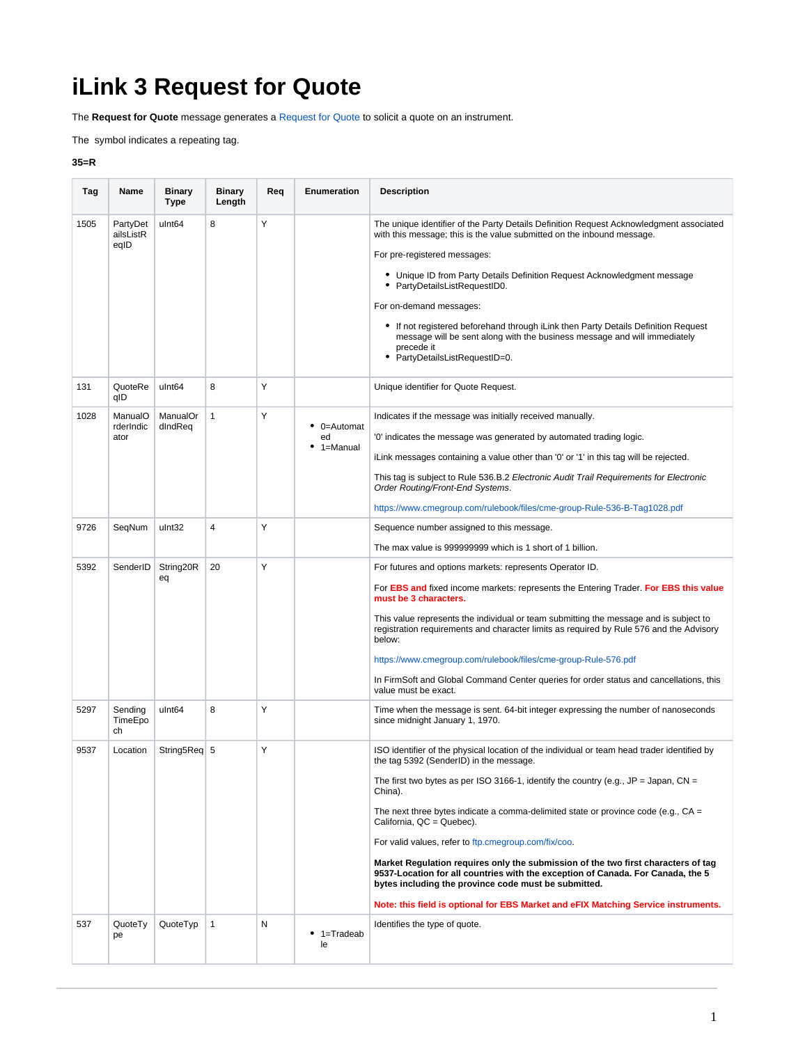# iLink 3 Request for Quote

The **Request for Quote** message generates a Request for Quote to solicit a quote on an instrument.

The  symbol indicates a repeating tag.

**35=R**

| Tag | Name | Binary Type | Binary Length | Req | Enumeration | Description |
|---|---|---|---|---|---|---|
| 1505 | PartyDetailsListReqID | uInt64 | 8 | Y | | The unique identifier of the Party Details Definition Request Acknowledgment associated with this message; this is the value submitted on the inbound message.<br><br>For pre-registered messages:<br><br>• Unique ID from Party Details Definition Request Acknowledgment message<br>• PartyDetailsListRequestID0.<br><br>For on-demand messages:<br><br>• If not registered beforehand through iLink then Party Details Definition Request message will be sent along with the business message and will immediately precede it<br>• PartyDetailsListRequestID=0. |
| 131 | QuoteReqID | uInt64 | 8 | Y | | Unique identifier for Quote Request. |
| 1028 | ManualOrderIndicator | ManualOrdIndReq | 1 | Y | • 0=Automated<br>• 1=Manual | Indicates if the message was initially received manually.<br><br>'0' indicates the message was generated by automated trading logic.<br><br>iLink messages containing a value other than '0' or '1' in this tag will be rejected.<br><br>This tag is subject to Rule 536.B.2 *Electronic Audit Trail Requirements for Electronic Order Routing/Front-End Systems*.<br><br>https://www.cmegroup.com/rulebook/files/cme-group-Rule-536-B-Tag1028.pdf |
| 9726 | SeqNum | uInt32 | 4 | Y | | Sequence number assigned to this message.<br><br>The max value is 999999999 which is 1 short of 1 billion. |
| 5392 | SenderID | String20Req | 20 | Y | | For futures and options markets: represents Operator ID.<br><br>For **EBS and** fixed income markets: represents the Entering Trader. **For EBS this value must be 3 characters.**<br><br>This value represents the individual or team submitting the message and is subject to registration requirements and character limits as required by Rule 576 and the Advisory below:<br><br>https://www.cmegroup.com/rulebook/files/cme-group-Rule-576.pdf<br><br>In FirmSoft and Global Command Center queries for order status and cancellations, this value must be exact. |
| 5297 | SendingTimeEpoch | uInt64 | 8 | Y | | Time when the message is sent. 64-bit integer expressing the number of nanoseconds since midnight January 1, 1970. |
| 9537 | Location | String5Req | 5 | Y | | ISO identifier of the physical location of the individual or team head trader identified by the tag 5392 (SenderID) in the message.<br><br>The first two bytes as per ISO 3166-1, identify the country (e.g., JP = Japan, CN = China).<br><br>The next three bytes indicate a comma-delimited state or province code (e.g., CA = California, QC = Quebec).<br><br>For valid values, refer to ftp.cmegroup.com/fix/coo.<br><br>**Market Regulation requires only the submission of the two first characters of tag 9537-Location for all countries with the exception of Canada. For Canada, the 5 bytes including the province code must be submitted.**<br><br>**Note: this field is optional for EBS Market and eFIX Matching Service instruments.** |
| 537 | QuoteType | QuoteTyp | 1 | N | • 1=Tradeable | Identifies the type of quote. |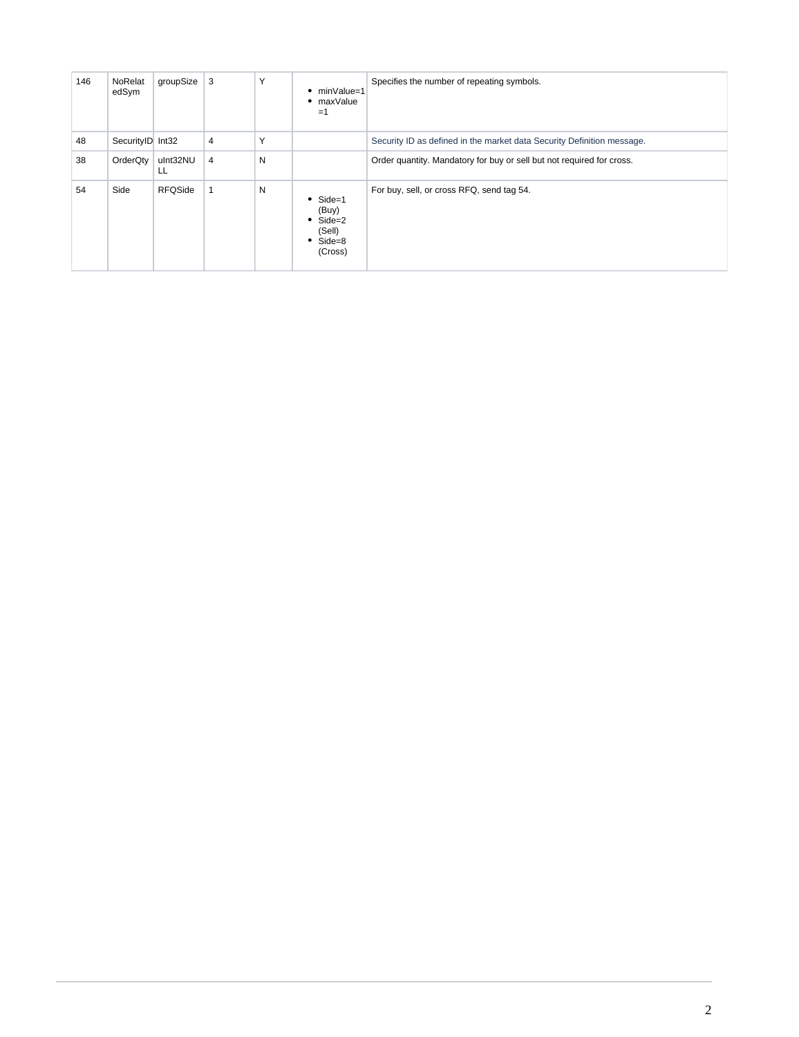| | | | | | | |
|---|---|---|---|---|---|---|
| 146 | NoRelatedSym | groupSize | 3 | Y | • minValue=1<br>• maxValue=1 | Specifies the number of repeating symbols. |
| 48 | SecurityID | Int32 | 4 | Y | | Security ID as defined in the market data Security Definition message. |
| 38 | OrderQty | uInt32NULL | 4 | N | | Order quantity. Mandatory for buy or sell but not required for cross. |
| 54 | Side | RFQSide | 1 | N | • Side=1 (Buy)<br>• Side=2 (Sell)<br>• Side=8 (Cross) | For buy, sell, or cross RFQ, send tag 54. |